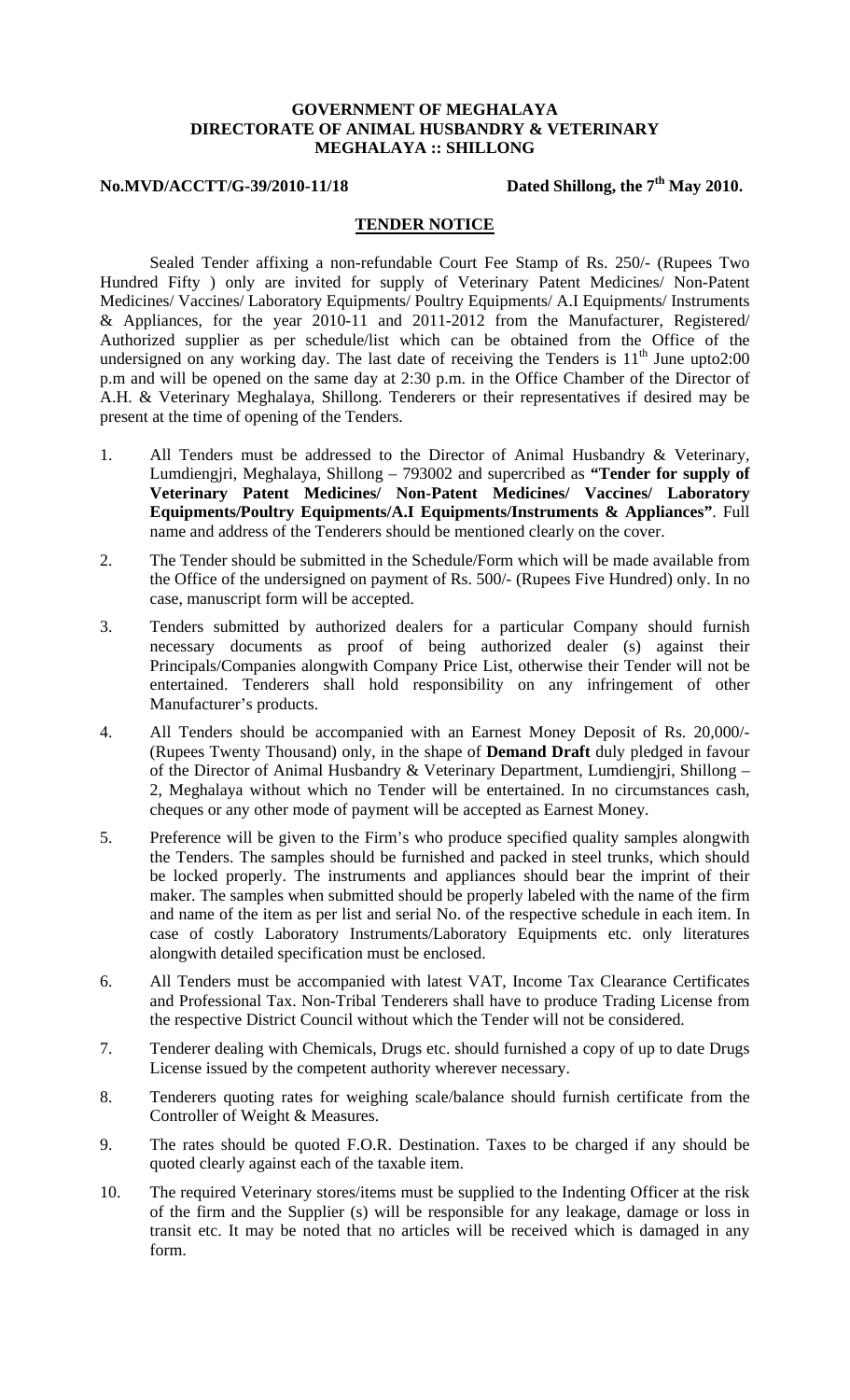**GOVERNMENT OF MEGHALAYA**
**DIRECTORATE OF ANIMAL HUSBANDRY & VETERINARY**
**MEGHALAYA :: SHILLONG**

**No.MVD/ACCTT/G-39/2010-11/18** **Dated Shillong, the 7th May 2010.**

## TENDER NOTICE

Sealed Tender affixing a non-refundable Court Fee Stamp of Rs. 250/- (Rupees Two Hundred Fifty ) only are invited for supply of Veterinary Patent Medicines/ Non-Patent Medicines/ Vaccines/ Laboratory Equipments/ Poultry Equipments/ A.I Equipments/ Instruments & Appliances, for the year 2010-11 and 2011-2012 from the Manufacturer, Registered/ Authorized supplier as per schedule/list which can be obtained from the Office of the undersigned on any working day. The last date of receiving the Tenders is 11th June upto2:00 p.m and will be opened on the same day at 2:30 p.m. in the Office Chamber of the Director of A.H. & Veterinary Meghalaya, Shillong. Tenderers or their representatives if desired may be present at the time of opening of the Tenders.

1. All Tenders must be addressed to the Director of Animal Husbandry & Veterinary, Lumdiengjri, Meghalaya, Shillong – 793002 and supercribed as **"Tender for supply of Veterinary Patent Medicines/ Non-Patent Medicines/ Vaccines/ Laboratory Equipments/Poultry Equipments/A.I Equipments/Instruments & Appliances"**. Full name and address of the Tenderers should be mentioned clearly on the cover.

2. The Tender should be submitted in the Schedule/Form which will be made available from the Office of the undersigned on payment of Rs. 500/- (Rupees Five Hundred) only. In no case, manuscript form will be accepted.

3. Tenders submitted by authorized dealers for a particular Company should furnish necessary documents as proof of being authorized dealer (s) against their Principals/Companies alongwith Company Price List, otherwise their Tender will not be entertained. Tenderers shall hold responsibility on any infringement of other Manufacturer's products.

4. All Tenders should be accompanied with an Earnest Money Deposit of Rs. 20,000/- (Rupees Twenty Thousand) only, in the shape of **Demand Draft** duly pledged in favour of the Director of Animal Husbandry & Veterinary Department, Lumdiengjri, Shillong – 2, Meghalaya without which no Tender will be entertained. In no circumstances cash, cheques or any other mode of payment will be accepted as Earnest Money.

5. Preference will be given to the Firm's who produce specified quality samples alongwith the Tenders. The samples should be furnished and packed in steel trunks, which should be locked properly. The instruments and appliances should bear the imprint of their maker. The samples when submitted should be properly labeled with the name of the firm and name of the item as per list and serial No. of the respective schedule in each item. In case of costly Laboratory Instruments/Laboratory Equipments etc. only literatures alongwith detailed specification must be enclosed.

6. All Tenders must be accompanied with latest VAT, Income Tax Clearance Certificates and Professional Tax. Non-Tribal Tenderers shall have to produce Trading License from the respective District Council without which the Tender will not be considered.

7. Tenderer dealing with Chemicals, Drugs etc. should furnished a copy of up to date Drugs License issued by the competent authority wherever necessary.

8. Tenderers quoting rates for weighing scale/balance should furnish certificate from the Controller of Weight & Measures.

9. The rates should be quoted F.O.R. Destination. Taxes to be charged if any should be quoted clearly against each of the taxable item.

10. The required Veterinary stores/items must be supplied to the Indenting Officer at the risk of the firm and the Supplier (s) will be responsible for any leakage, damage or loss in transit etc. It may be noted that no articles will be received which is damaged in any form.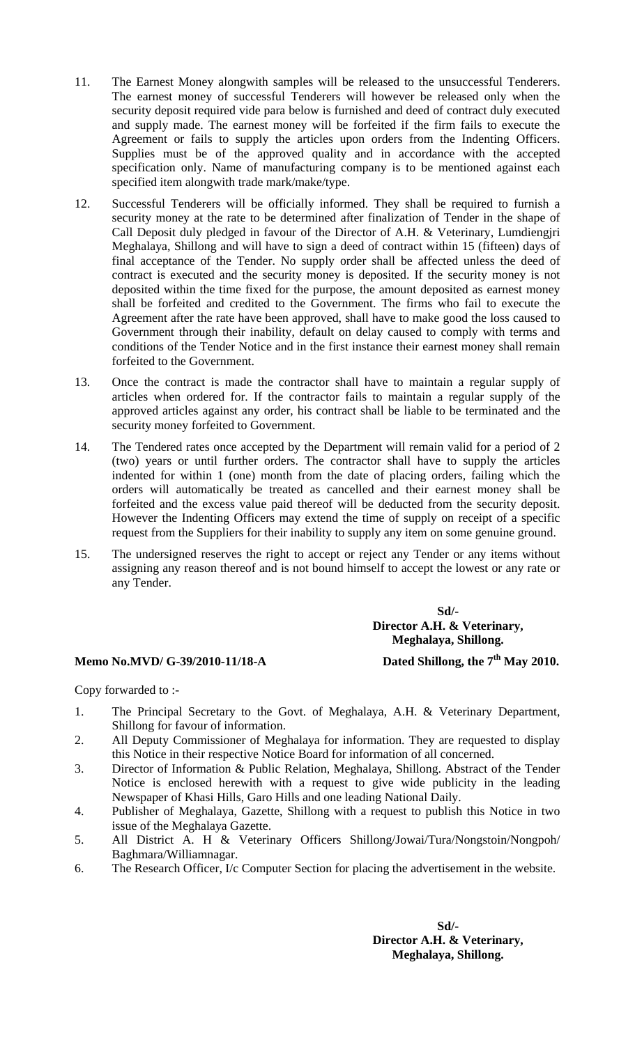11. The Earnest Money alongwith samples will be released to the unsuccessful Tenderers. The earnest money of successful Tenderers will however be released only when the security deposit required vide para below is furnished and deed of contract duly executed and supply made. The earnest money will be forfeited if the firm fails to execute the Agreement or fails to supply the articles upon orders from the Indenting Officers. Supplies must be of the approved quality and in accordance with the accepted specification only. Name of manufacturing company is to be mentioned against each specified item alongwith trade mark/make/type.

12. Successful Tenderers will be officially informed. They shall be required to furnish a security money at the rate to be determined after finalization of Tender in the shape of Call Deposit duly pledged in favour of the Director of A.H. & Veterinary, Lumdiengjri Meghalaya, Shillong and will have to sign a deed of contract within 15 (fifteen) days of final acceptance of the Tender. No supply order shall be affected unless the deed of contract is executed and the security money is deposited. If the security money is not deposited within the time fixed for the purpose, the amount deposited as earnest money shall be forfeited and credited to the Government. The firms who fail to execute the Agreement after the rate have been approved, shall have to make good the loss caused to Government through their inability, default on delay caused to comply with terms and conditions of the Tender Notice and in the first instance their earnest money shall remain forfeited to the Government.

13. Once the contract is made the contractor shall have to maintain a regular supply of articles when ordered for. If the contractor fails to maintain a regular supply of the approved articles against any order, his contract shall be liable to be terminated and the security money forfeited to Government.

14. The Tendered rates once accepted by the Department will remain valid for a period of 2 (two) years or until further orders. The contractor shall have to supply the articles indented for within 1 (one) month from the date of placing orders, failing which the orders will automatically be treated as cancelled and their earnest money shall be forfeited and the excess value paid thereof will be deducted from the security deposit. However the Indenting Officers may extend the time of supply on receipt of a specific request from the Suppliers for their inability to supply any item on some genuine ground.

15. The undersigned reserves the right to accept or reject any Tender or any items without assigning any reason thereof and is not bound himself to accept the lowest or any rate or any Tender.

**Sd/-**
**Director A.H. & Veterinary,**
**Meghalaya, Shillong.**

**Memo No.MVD/ G-39/2010-11/18-A** **Dated Shillong, the 7th May 2010.**

Copy forwarded to :-

1. The Principal Secretary to the Govt. of Meghalaya, A.H. & Veterinary Department, Shillong for favour of information.
2. All Deputy Commissioner of Meghalaya for information. They are requested to display this Notice in their respective Notice Board for information of all concerned.
3. Director of Information & Public Relation, Meghalaya, Shillong. Abstract of the Tender Notice is enclosed herewith with a request to give wide publicity in the leading Newspaper of Khasi Hills, Garo Hills and one leading National Daily.
4. Publisher of Meghalaya, Gazette, Shillong with a request to publish this Notice in two issue of the Meghalaya Gazette.
5. All District A. H & Veterinary Officers Shillong/Jowai/Tura/Nongstoin/Nongpoh/ Baghmara/Williamnagar.
6. The Research Officer, I/c Computer Section for placing the advertisement in the website.

**Sd/-**
**Director A.H. & Veterinary,**
**Meghalaya, Shillong.**